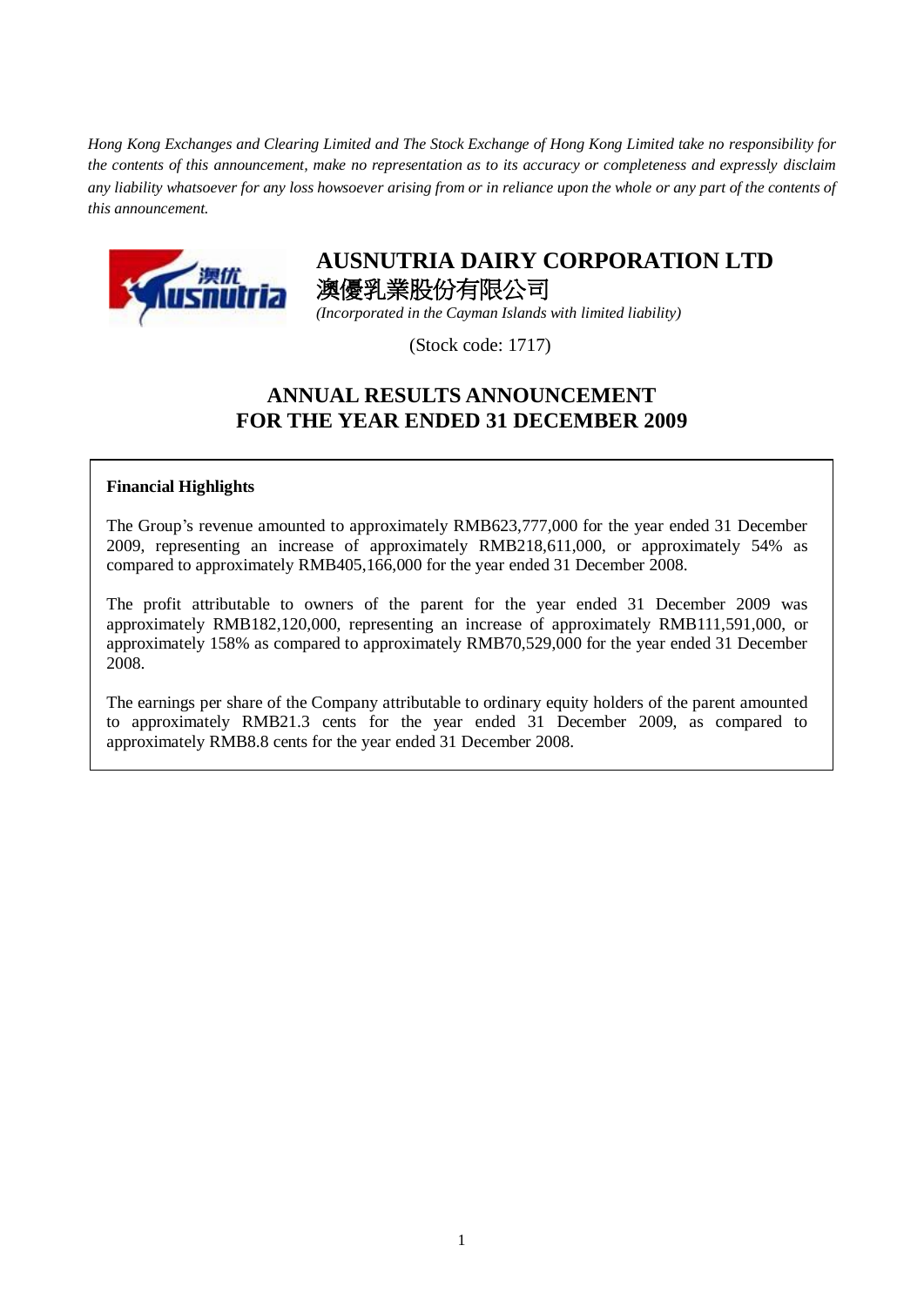*Hong Kong Exchanges and Clearing Limited and The Stock Exchange of Hong Kong Limited take no responsibility for the contents of this announcement, make no representation as to its accuracy or completeness and expressly disclaim any liability whatsoever for any loss howsoever arising from or in reliance upon the whole or any part of the contents of this announcement.*

# AUSNUTRIA DAIRY CORPORATION LTD

# 澳優乳業股份有限公司

*(Incorporated in the Cayman Islands with limited liability)*

(Stock code: 1717)

## ANNUAL RESULTS ANNOUNCEMENT FOR THE YEAR ENDED 31 DECEMBER 2009

**Financial Highlights**

The Group's revenue amounted to approximately RMB623,777,000 for the year ended 31 December 2009, representing an increase of approximately RMB218,611,000, or approximately 54% as compared to approximately RMB405,166,000 for the year ended 31 December 2008.

The profit attributable to owners of the parent for the year ended 31 December 2009 was approximately RMB182,120,000, representing an increase of approximately RMB111,591,000, or approximately 158% as compared to approximately RMB70,529,000 for the year ended 31 December 2008.

The earnings per share of the Company attributable to ordinary equity holders of the parent amounted to approximately RMB21.3 cents for the year ended 31 December 2009, as compared to approximately RMB8.8 cents for the year ended 31 December 2008.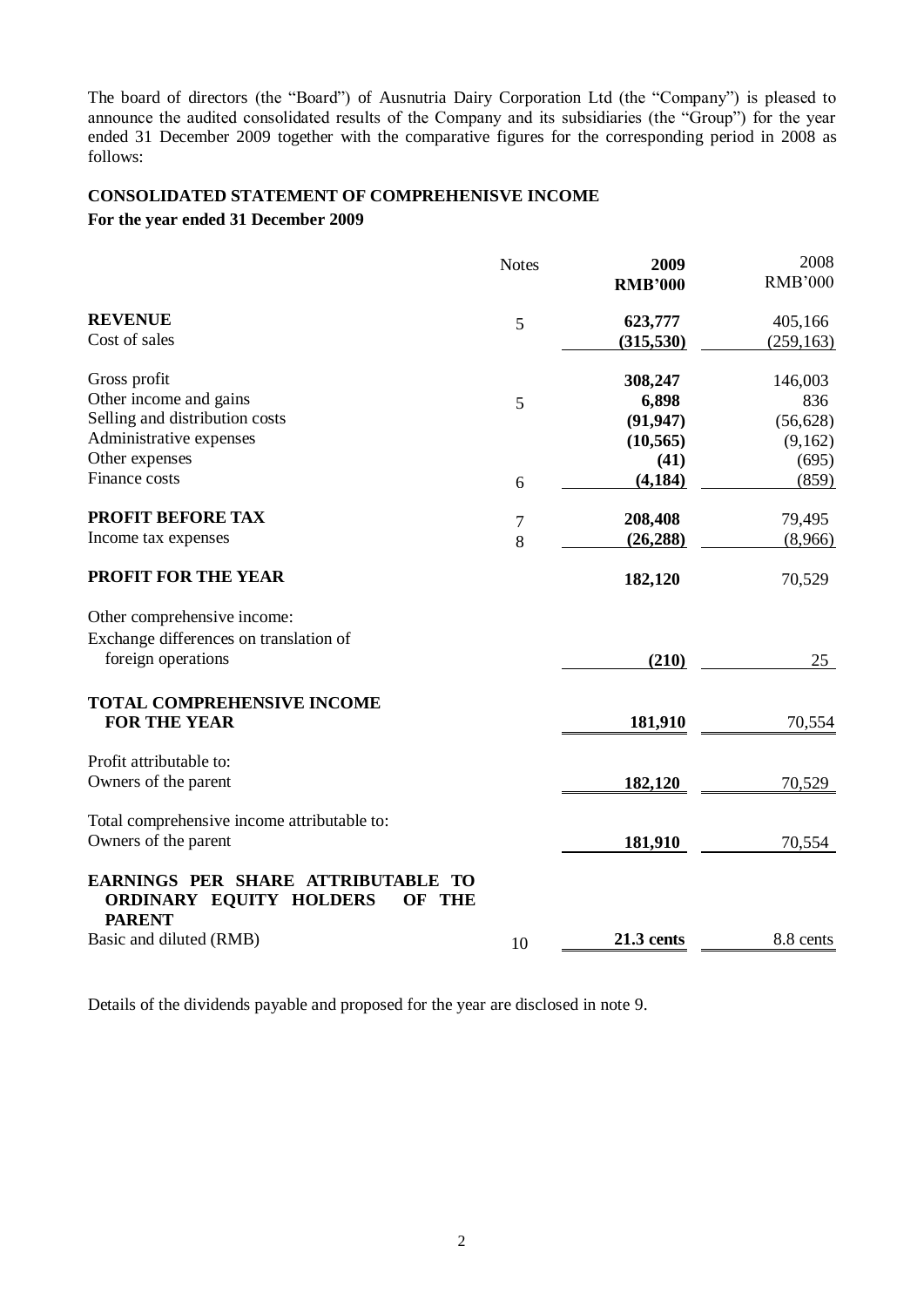The board of directors (the "Board") of Ausnutria Dairy Corporation Ltd (the "Company") is pleased to announce the audited consolidated results of the Company and its subsidiaries (the "Group") for the year ended 31 December 2009 together with the comparative figures for the corresponding period in 2008 as follows:

## CONSOLIDATED STATEMENT OF COMPREHENISVE INCOME

**For the year ended 31 December 2009**

| | Notes | **2009** **RMB'000** | 2008 RMB'000 |
|---|---|---|---|
| **REVENUE** | 5 | **623,777** | 405,166 |
| Cost of sales | | **(315,530)** | (259,163) |
| Gross profit | | **308,247** | 146,003 |
| Other income and gains | 5 | **6,898** | 836 |
| Selling and distribution costs | | **(91,947)** | (56,628) |
| Administrative expenses | | **(10,565)** | (9,162) |
| Other expenses | | **(41)** | (695) |
| Finance costs | 6 | **(4,184)** | (859) |
| **PROFIT BEFORE TAX** | 7 | **208,408** | 79,495 |
| Income tax expenses | 8 | **(26,288)** | (8,966) |
| **PROFIT FOR THE YEAR** | | **182,120** | 70,529 |
| Other comprehensive income: | | | |
| Exchange differences on translation of foreign operations | | **(210)** | 25 |
| **TOTAL COMPREHENSIVE INCOME FOR THE YEAR** | | **181,910** | 70,554 |
| Profit attributable to: | | | |
| Owners of the parent | | **182,120** | 70,529 |
| Total comprehensive income attributable to: | | | |
| Owners of the parent | | **181,910** | 70,554 |
| **EARNINGS PER SHARE ATTRIBUTABLE TO ORDINARY EQUITY HOLDERS OF THE PARENT** | | | |
| Basic and diluted (RMB) | 10 | **21.3 cents** | 8.8 cents |

Details of the dividends payable and proposed for the year are disclosed in note 9.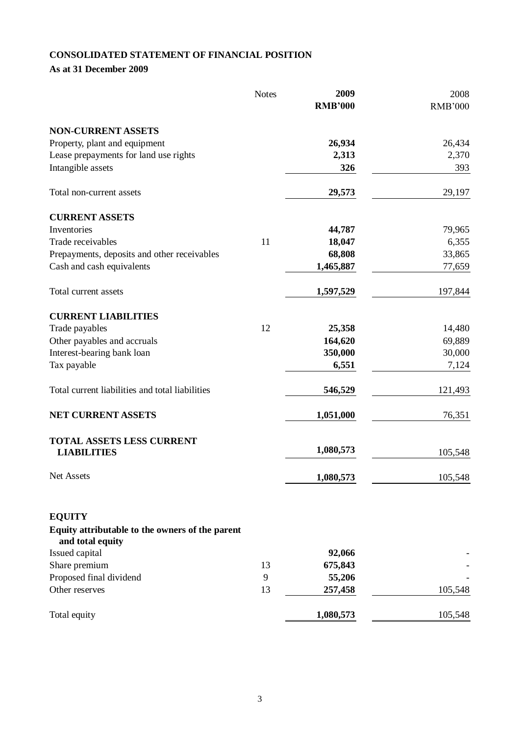# CONSOLIDATED STATEMENT OF FINANCIAL POSITION

**As at 31 December 2009**

| | Notes | 2009 RMB'000 | 2008 RMB'000 |
|---|---|---|---|
| **NON-CURRENT ASSETS** | | | |
| Property, plant and equipment | | **26,934** | 26,434 |
| Lease prepayments for land use rights | | **2,313** | 2,370 |
| Intangible assets | | **326** | 393 |
| Total non-current assets | | **29,573** | 29,197 |
| **CURRENT ASSETS** | | | |
| Inventories | | **44,787** | 79,965 |
| Trade receivables | 11 | **18,047** | 6,355 |
| Prepayments, deposits and other receivables | | **68,808** | 33,865 |
| Cash and cash equivalents | | **1,465,887** | 77,659 |
| Total current assets | | **1,597,529** | 197,844 |
| **CURRENT LIABILITIES** | | | |
| Trade payables | 12 | **25,358** | 14,480 |
| Other payables and accruals | | **164,620** | 69,889 |
| Interest-bearing bank loan | | **350,000** | 30,000 |
| Tax payable | | **6,551** | 7,124 |
| Total current liabilities and total liabilities | | **546,529** | 121,493 |
| **NET CURRENT ASSETS** | | **1,051,000** | 76,351 |
| **TOTAL ASSETS LESS CURRENT LIABILITIES** | | **1,080,573** | 105,548 |
| Net Assets | | **1,080,573** | 105,548 |
| **EQUITY** | | | |
| **Equity attributable to the owners of the parent and total equity** | | | |
| Issued capital | | **92,066** | - |
| Share premium | 13 | **675,843** | - |
| Proposed final dividend | 9 | **55,206** | - |
| Other reserves | 13 | **257,458** | 105,548 |
| Total equity | | **1,080,573** | 105,548 |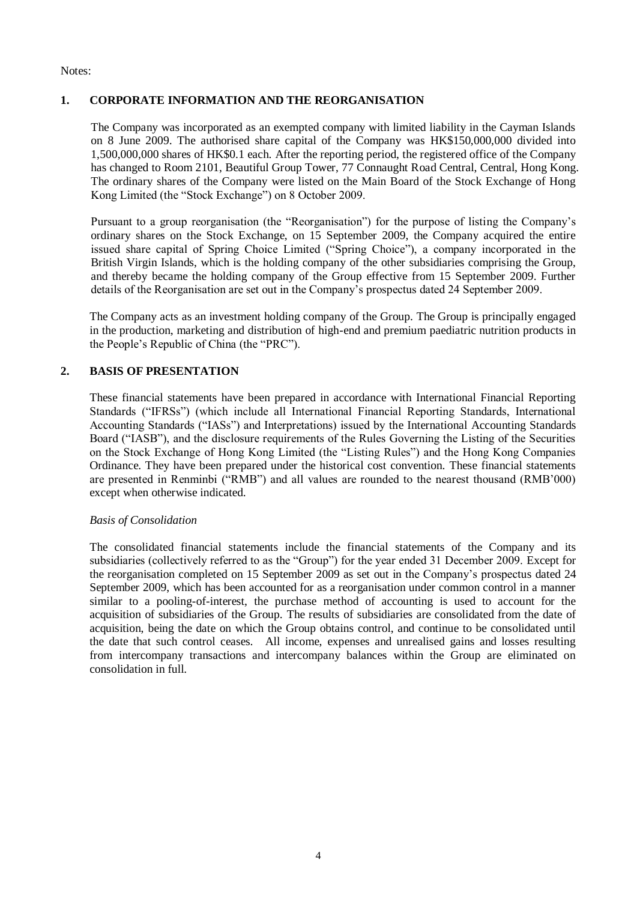Notes:

## 1. CORPORATE INFORMATION AND THE REORGANISATION

The Company was incorporated as an exempted company with limited liability in the Cayman Islands on 8 June 2009. The authorised share capital of the Company was HK$150,000,000 divided into 1,500,000,000 shares of HK$0.1 each. After the reporting period, the registered office of the Company has changed to Room 2101, Beautiful Group Tower, 77 Connaught Road Central, Central, Hong Kong. The ordinary shares of the Company were listed on the Main Board of the Stock Exchange of Hong Kong Limited (the "Stock Exchange") on 8 October 2009.

Pursuant to a group reorganisation (the "Reorganisation") for the purpose of listing the Company's ordinary shares on the Stock Exchange, on 15 September 2009, the Company acquired the entire issued share capital of Spring Choice Limited ("Spring Choice"), a company incorporated in the British Virgin Islands, which is the holding company of the other subsidiaries comprising the Group, and thereby became the holding company of the Group effective from 15 September 2009. Further details of the Reorganisation are set out in the Company's prospectus dated 24 September 2009.

The Company acts as an investment holding company of the Group. The Group is principally engaged in the production, marketing and distribution of high-end and premium paediatric nutrition products in the People's Republic of China (the "PRC").

## 2. BASIS OF PRESENTATION

These financial statements have been prepared in accordance with International Financial Reporting Standards ("IFRSs") (which include all International Financial Reporting Standards, International Accounting Standards ("IASs") and Interpretations) issued by the International Accounting Standards Board ("IASB"), and the disclosure requirements of the Rules Governing the Listing of the Securities on the Stock Exchange of Hong Kong Limited (the "Listing Rules") and the Hong Kong Companies Ordinance. They have been prepared under the historical cost convention. These financial statements are presented in Renminbi ("RMB") and all values are rounded to the nearest thousand (RMB'000) except when otherwise indicated.

*Basis of Consolidation*

The consolidated financial statements include the financial statements of the Company and its subsidiaries (collectively referred to as the "Group") for the year ended 31 December 2009. Except for the reorganisation completed on 15 September 2009 as set out in the Company's prospectus dated 24 September 2009, which has been accounted for as a reorganisation under common control in a manner similar to a pooling-of-interest, the purchase method of accounting is used to account for the acquisition of subsidiaries of the Group. The results of subsidiaries are consolidated from the date of acquisition, being the date on which the Group obtains control, and continue to be consolidated until the date that such control ceases. All income, expenses and unrealised gains and losses resulting from intercompany transactions and intercompany balances within the Group are eliminated on consolidation in full.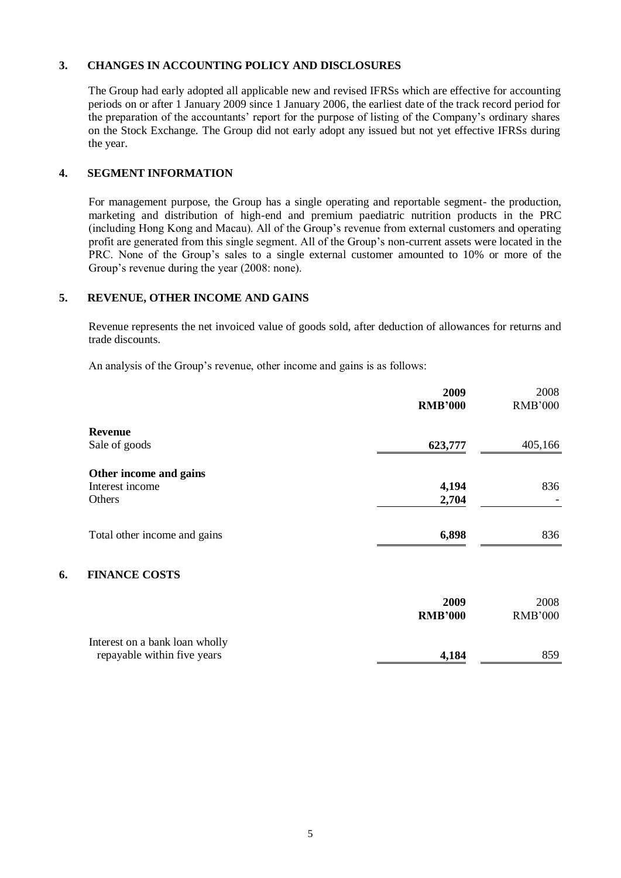## 3. CHANGES IN ACCOUNTING POLICY AND DISCLOSURES

The Group had early adopted all applicable new and revised IFRSs which are effective for accounting periods on or after 1 January 2009 since 1 January 2006, the earliest date of the track record period for the preparation of the accountants' report for the purpose of listing of the Company's ordinary shares on the Stock Exchange. The Group did not early adopt any issued but not yet effective IFRSs during the year.

## 4. SEGMENT INFORMATION

For management purpose, the Group has a single operating and reportable segment- the production, marketing and distribution of high-end and premium paediatric nutrition products in the PRC (including Hong Kong and Macau). All of the Group's revenue from external customers and operating profit are generated from this single segment. All of the Group's non-current assets were located in the PRC. None of the Group's sales to a single external customer amounted to 10% or more of the Group's revenue during the year (2008: none).

## 5. REVENUE, OTHER INCOME AND GAINS

Revenue represents the net invoiced value of goods sold, after deduction of allowances for returns and trade discounts.

An analysis of the Group's revenue, other income and gains is as follows:

| | **2009** | 2008 |
|---|---|---|
| | **RMB'000** | RMB'000 |
| **Revenue** | | |
| Sale of goods | **623,777** | 405,166 |
| **Other income and gains** | | |
| Interest income | **4,194** | 836 |
| Others | **2,704** | - |
| Total other income and gains | **6,898** | 836 |

## 6. FINANCE COSTS

| | **2009** | 2008 |
|---|---|---|
| | **RMB'000** | RMB'000 |
| Interest on a bank loan wholly repayable within five years | **4,184** | 859 |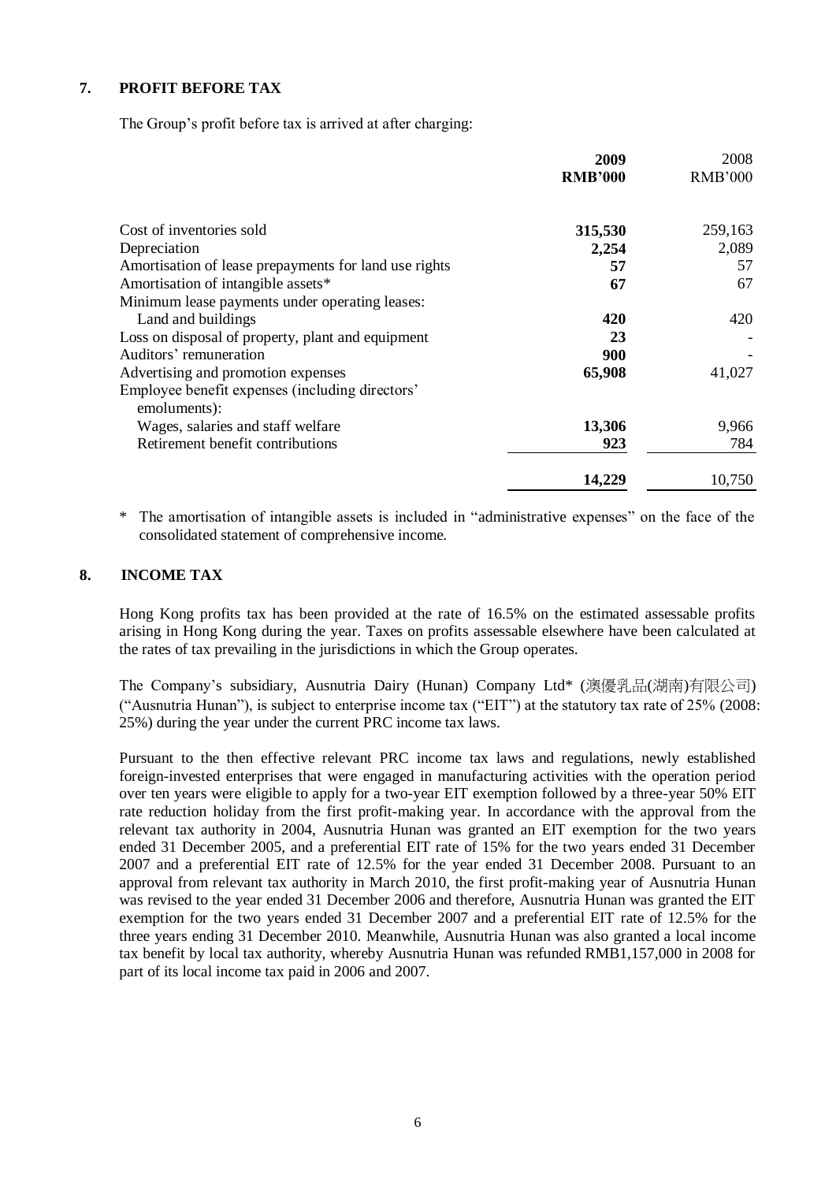## 7. PROFIT BEFORE TAX

The Group's profit before tax is arrived at after charging:

| | 2009<br>RMB'000 | 2008<br>RMB'000 |
|---|---|---|
| Cost of inventories sold | **315,530** | 259,163 |
| Depreciation | **2,254** | 2,089 |
| Amortisation of lease prepayments for land use rights | **57** | 57 |
| Amortisation of intangible assets* | **67** | 67 |
| Minimum lease payments under operating leases: | | |
| Land and buildings | **420** | 420 |
| Loss on disposal of property, plant and equipment | **23** | - |
| Auditors' remuneration | **900** | - |
| Advertising and promotion expenses | **65,908** | 41,027 |
| Employee benefit expenses (including directors' emoluments): | | |
| Wages, salaries and staff welfare | **13,306** | 9,966 |
| Retirement benefit contributions | **923** | 784 |
| | **14,229** | 10,750 |

\* The amortisation of intangible assets is included in "administrative expenses" on the face of the consolidated statement of comprehensive income.

## 8. INCOME TAX

Hong Kong profits tax has been provided at the rate of 16.5% on the estimated assessable profits arising in Hong Kong during the year. Taxes on profits assessable elsewhere have been calculated at the rates of tax prevailing in the jurisdictions in which the Group operates.

The Company's subsidiary, Ausnutria Dairy (Hunan) Company Ltd* (澳優乳品(湖南)有限公司) ("Ausnutria Hunan"), is subject to enterprise income tax ("EIT") at the statutory tax rate of 25% (2008: 25%) during the year under the current PRC income tax laws.

Pursuant to the then effective relevant PRC income tax laws and regulations, newly established foreign-invested enterprises that were engaged in manufacturing activities with the operation period over ten years were eligible to apply for a two-year EIT exemption followed by a three-year 50% EIT rate reduction holiday from the first profit-making year. In accordance with the approval from the relevant tax authority in 2004, Ausnutria Hunan was granted an EIT exemption for the two years ended 31 December 2005, and a preferential EIT rate of 15% for the two years ended 31 December 2007 and a preferential EIT rate of 12.5% for the year ended 31 December 2008. Pursuant to an approval from relevant tax authority in March 2010, the first profit-making year of Ausnutria Hunan was revised to the year ended 31 December 2006 and therefore, Ausnutria Hunan was granted the EIT exemption for the two years ended 31 December 2007 and a preferential EIT rate of 12.5% for the three years ending 31 December 2010. Meanwhile, Ausnutria Hunan was also granted a local income tax benefit by local tax authority, whereby Ausnutria Hunan was refunded RMB1,157,000 in 2008 for part of its local income tax paid in 2006 and 2007.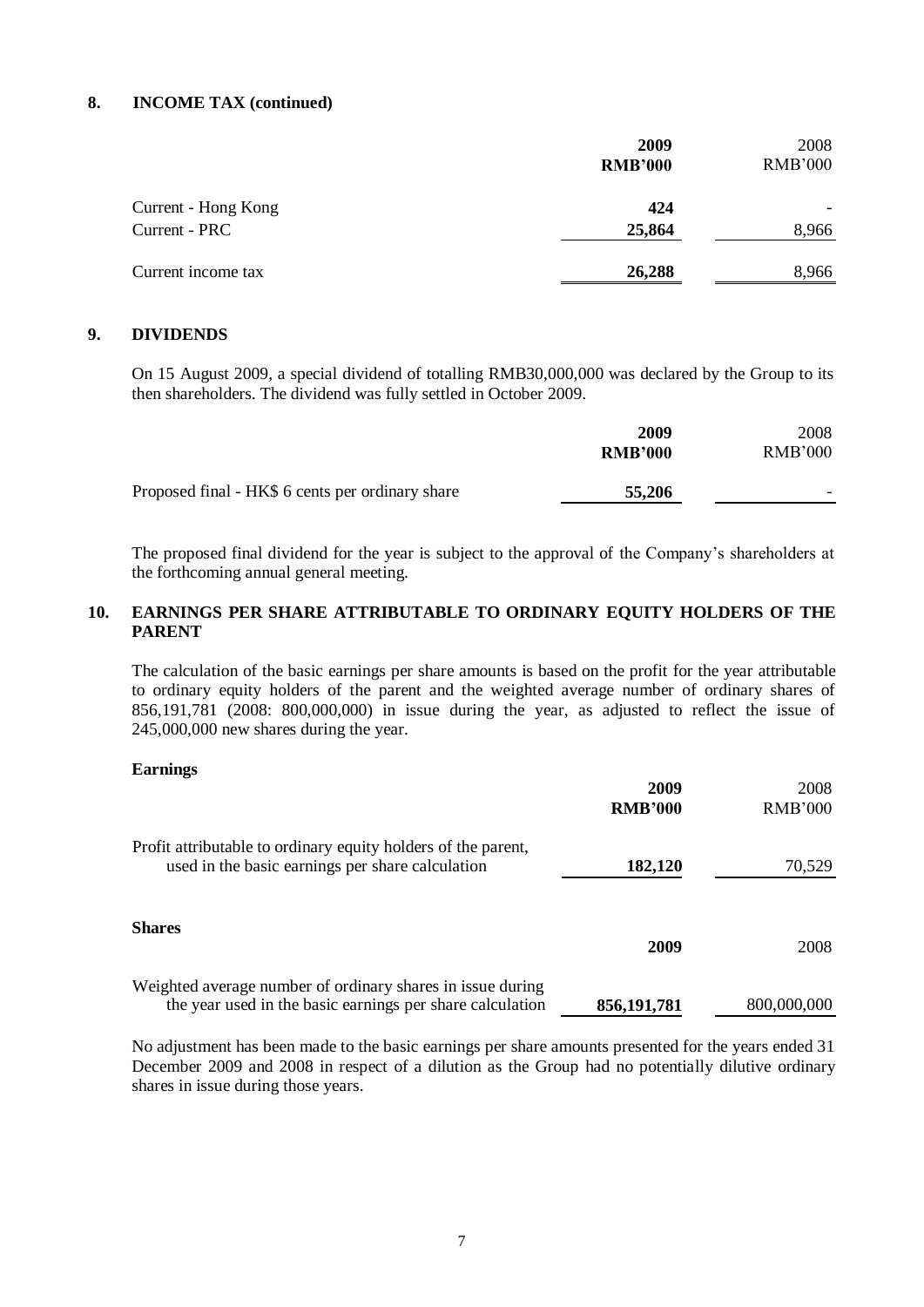## 8. INCOME TAX (continued)

| | 2009<br>RMB'000 | 2008<br>RMB'000 |
|---|---|---|
| Current - Hong Kong | **424** | - |
| Current - PRC | **25,864** | 8,966 |
| Current income tax | **26,288** | 8,966 |

## 9. DIVIDENDS

On 15 August 2009, a special dividend of totalling RMB30,000,000 was declared by the Group to its then shareholders. The dividend was fully settled in October 2009.

| | 2009<br>RMB'000 | 2008<br>RMB'000 |
|---|---|---|
| Proposed final - HK$ 6 cents per ordinary share | **55,206** | - |

The proposed final dividend for the year is subject to the approval of the Company's shareholders at the forthcoming annual general meeting.

## 10. EARNINGS PER SHARE ATTRIBUTABLE TO ORDINARY EQUITY HOLDERS OF THE PARENT

The calculation of the basic earnings per share amounts is based on the profit for the year attributable to ordinary equity holders of the parent and the weighted average number of ordinary shares of 856,191,781 (2008: 800,000,000) in issue during the year, as adjusted to reflect the issue of 245,000,000 new shares during the year.

**Earnings**

| | 2009<br>RMB'000 | 2008<br>RMB'000 |
|---|---|---|
| Profit attributable to ordinary equity holders of the parent, used in the basic earnings per share calculation | **182,120** | 70,529 |

**Shares**

| | 2009 | 2008 |
|---|---|---|
| Weighted average number of ordinary shares in issue during the year used in the basic earnings per share calculation | **856,191,781** | 800,000,000 |

No adjustment has been made to the basic earnings per share amounts presented for the years ended 31 December 2009 and 2008 in respect of a dilution as the Group had no potentially dilutive ordinary shares in issue during those years.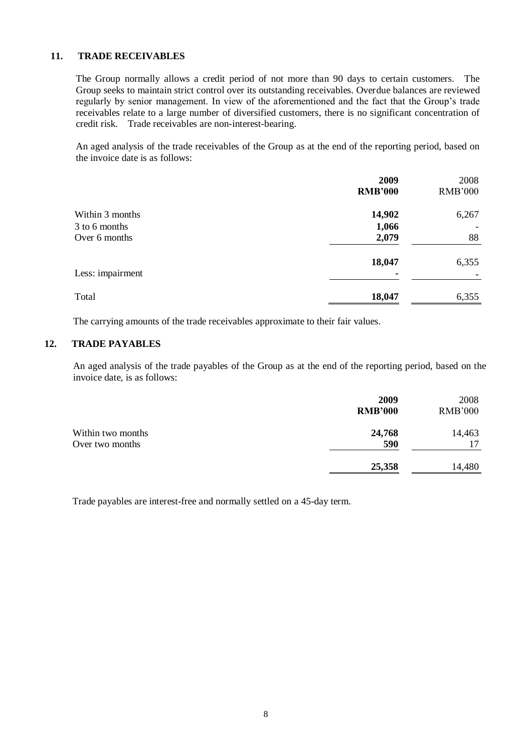## 11. TRADE RECEIVABLES

The Group normally allows a credit period of not more than 90 days to certain customers. The Group seeks to maintain strict control over its outstanding receivables. Overdue balances are reviewed regularly by senior management. In view of the aforementioned and the fact that the Group's trade receivables relate to a large number of diversified customers, there is no significant concentration of credit risk. Trade receivables are non-interest-bearing.

An aged analysis of the trade receivables of the Group as at the end of the reporting period, based on the invoice date is as follows:

| | **2009** | 2008 |
|---|---|---|
| | **RMB'000** | RMB'000 |
| Within 3 months | **14,902** | 6,267 |
| 3 to 6 months | **1,066** | - |
| Over 6 months | **2,079** | 88 |
| | **18,047** | 6,355 |
| Less: impairment | **-** | - |
| Total | **18,047** | 6,355 |

The carrying amounts of the trade receivables approximate to their fair values.

## 12. TRADE PAYABLES

An aged analysis of the trade payables of the Group as at the end of the reporting period, based on the invoice date, is as follows:

| | **2009** | 2008 |
|---|---|---|
| | **RMB'000** | RMB'000 |
| Within two months | **24,768** | 14,463 |
| Over two months | **590** | 17 |
| | **25,358** | 14,480 |

Trade payables are interest-free and normally settled on a 45-day term.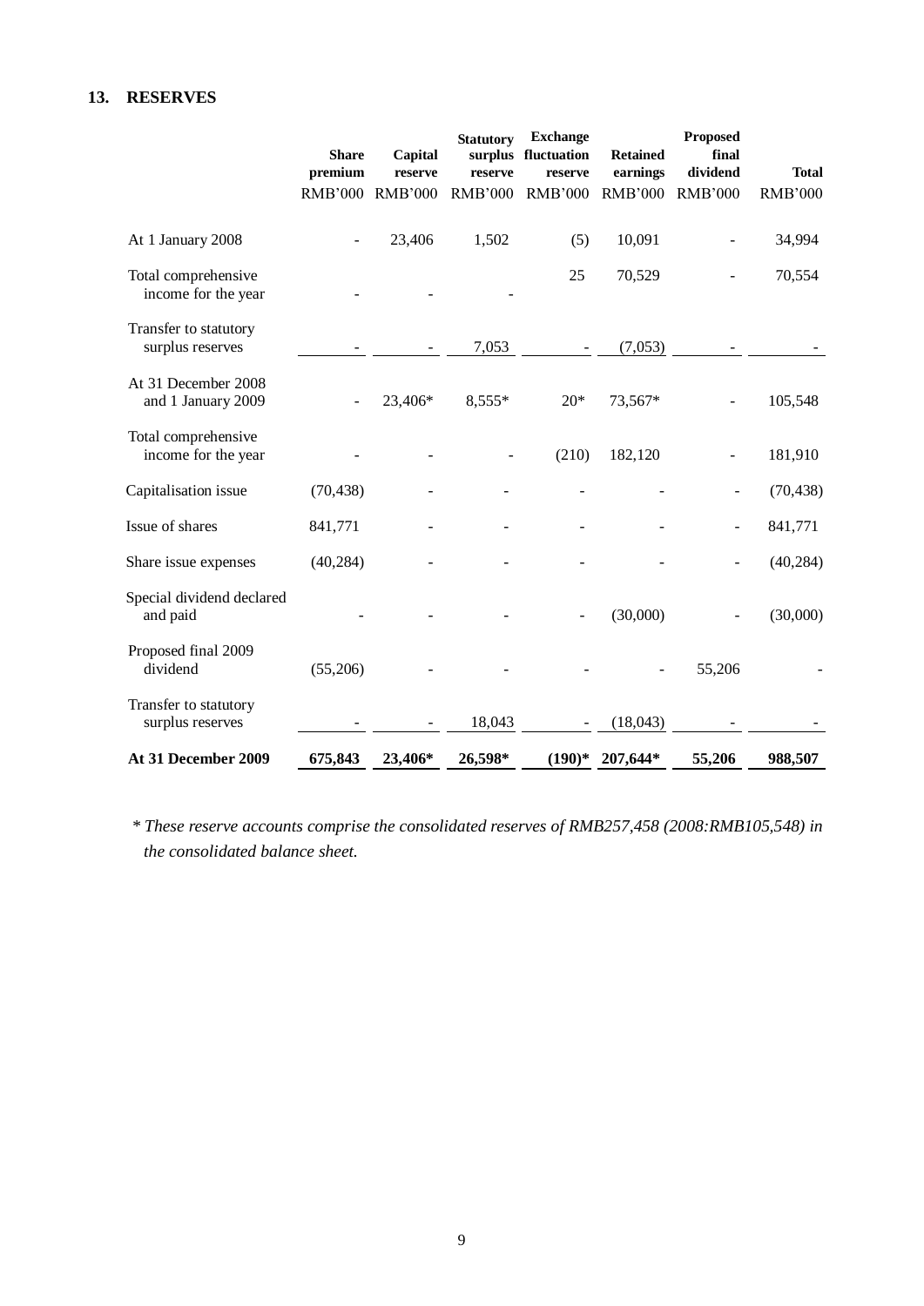## 13. RESERVES

| | Share premium | Capital reserve | Statutory surplus reserve | Exchange fluctuation reserve | Retained earnings | Proposed final dividend | Total |
|---|---|---|---|---|---|---|---|
| | RMB'000 | RMB'000 | RMB'000 | RMB'000 | RMB'000 | RMB'000 | RMB'000 |
| At 1 January 2008 | - | 23,406 | 1,502 | (5) | 10,091 | - | 34,994 |
| Total comprehensive income for the year | - | - | - | 25 | 70,529 | - | 70,554 |
| Transfer to statutory surplus reserves | - | - | 7,053 | - | (7,053) | - | - |
| At 31 December 2008 and 1 January 2009 | - | 23,406* | 8,555* | 20* | 73,567* | - | 105,548 |
| Total comprehensive income for the year | - | - | - | (210) | 182,120 | - | 181,910 |
| Capitalisation issue | (70,438) | - | - | - | - | - | (70,438) |
| Issue of shares | 841,771 | - | - | - | - | - | 841,771 |
| Share issue expenses | (40,284) | - | - | - | - | - | (40,284) |
| Special dividend declared and paid | - | - | - | - | (30,000) | - | (30,000) |
| Proposed final 2009 dividend | (55,206) | - | - | - | - | 55,206 | - |
| Transfer to statutory surplus reserves | - | - | 18,043 | - | (18,043) | - | - |
| **At 31 December 2009** | **675,843** | **23,406*** | **26,598*** | **(190)*** | **207,644*** | **55,206** | **988,507** |

*\* These reserve accounts comprise the consolidated reserves of RMB257,458 (2008:RMB105,548) in the consolidated balance sheet.*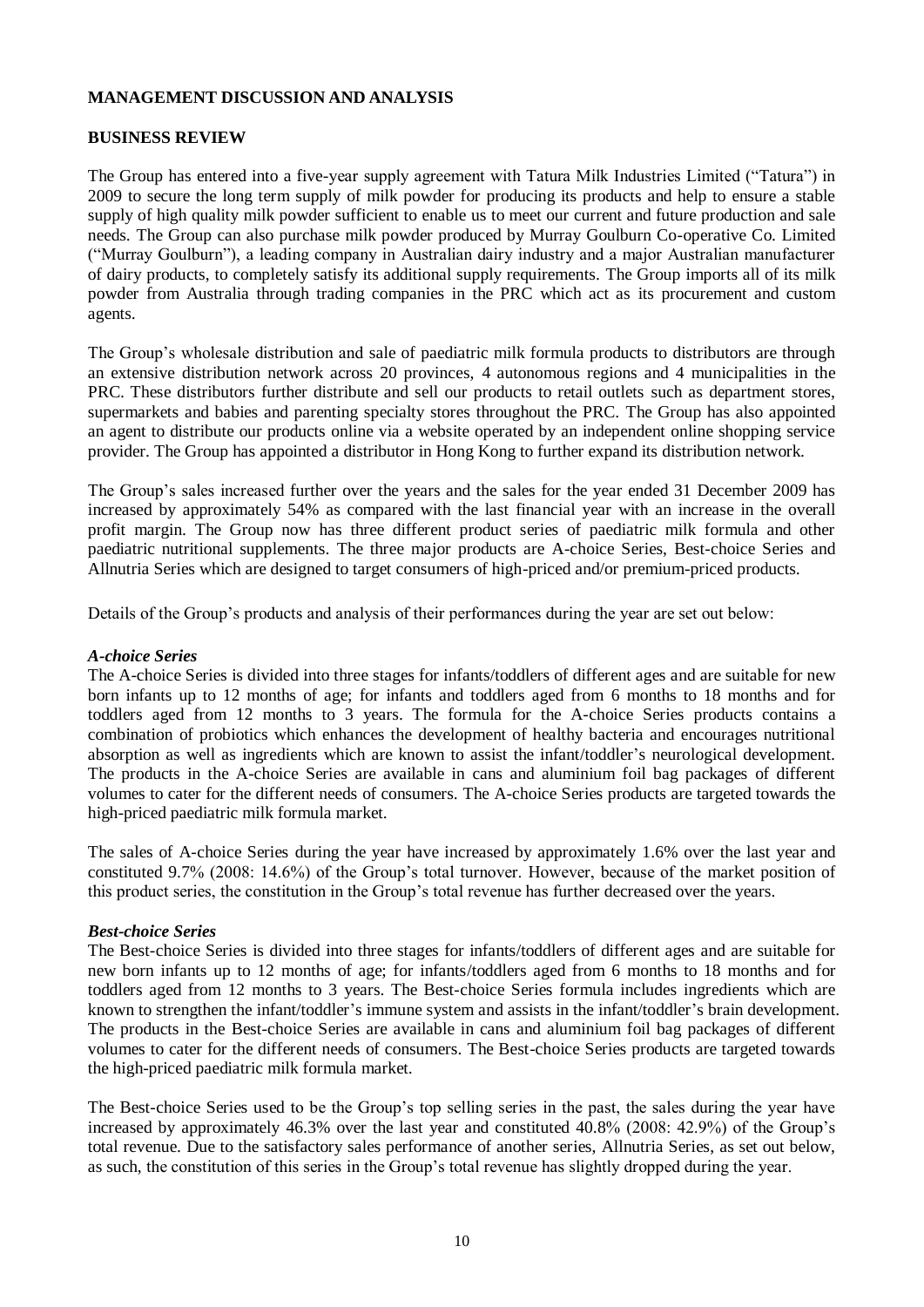**MANAGEMENT DISCUSSION AND ANALYSIS**

**BUSINESS REVIEW**

The Group has entered into a five-year supply agreement with Tatura Milk Industries Limited ("Tatura") in 2009 to secure the long term supply of milk powder for producing its products and help to ensure a stable supply of high quality milk powder sufficient to enable us to meet our current and future production and sale needs. The Group can also purchase milk powder produced by Murray Goulburn Co-operative Co. Limited ("Murray Goulburn"), a leading company in Australian dairy industry and a major Australian manufacturer of dairy products, to completely satisfy its additional supply requirements. The Group imports all of its milk powder from Australia through trading companies in the PRC which act as its procurement and custom agents.

The Group's wholesale distribution and sale of paediatric milk formula products to distributors are through an extensive distribution network across 20 provinces, 4 autonomous regions and 4 municipalities in the PRC. These distributors further distribute and sell our products to retail outlets such as department stores, supermarkets and babies and parenting specialty stores throughout the PRC. The Group has also appointed an agent to distribute our products online via a website operated by an independent online shopping service provider. The Group has appointed a distributor in Hong Kong to further expand its distribution network.

The Group's sales increased further over the years and the sales for the year ended 31 December 2009 has increased by approximately 54% as compared with the last financial year with an increase in the overall profit margin. The Group now has three different product series of paediatric milk formula and other paediatric nutritional supplements. The three major products are A-choice Series, Best-choice Series and Allnutria Series which are designed to target consumers of high-priced and/or premium-priced products.

Details of the Group's products and analysis of their performances during the year are set out below:

***A-choice Series***

The A-choice Series is divided into three stages for infants/toddlers of different ages and are suitable for new born infants up to 12 months of age; for infants and toddlers aged from 6 months to 18 months and for toddlers aged from 12 months to 3 years. The formula for the A-choice Series products contains a combination of probiotics which enhances the development of healthy bacteria and encourages nutritional absorption as well as ingredients which are known to assist the infant/toddler's neurological development. The products in the A-choice Series are available in cans and aluminium foil bag packages of different volumes to cater for the different needs of consumers. The A-choice Series products are targeted towards the high-priced paediatric milk formula market.

The sales of A-choice Series during the year have increased by approximately 1.6% over the last year and constituted 9.7% (2008: 14.6%) of the Group's total turnover. However, because of the market position of this product series, the constitution in the Group's total revenue has further decreased over the years.

***Best-choice Series***

The Best-choice Series is divided into three stages for infants/toddlers of different ages and are suitable for new born infants up to 12 months of age; for infants/toddlers aged from 6 months to 18 months and for toddlers aged from 12 months to 3 years. The Best-choice Series formula includes ingredients which are known to strengthen the infant/toddler's immune system and assists in the infant/toddler's brain development. The products in the Best-choice Series are available in cans and aluminium foil bag packages of different volumes to cater for the different needs of consumers. The Best-choice Series products are targeted towards the high-priced paediatric milk formula market.

The Best-choice Series used to be the Group's top selling series in the past, the sales during the year have increased by approximately 46.3% over the last year and constituted 40.8% (2008: 42.9%) of the Group's total revenue. Due to the satisfactory sales performance of another series, Allnutria Series, as set out below, as such, the constitution of this series in the Group's total revenue has slightly dropped during the year.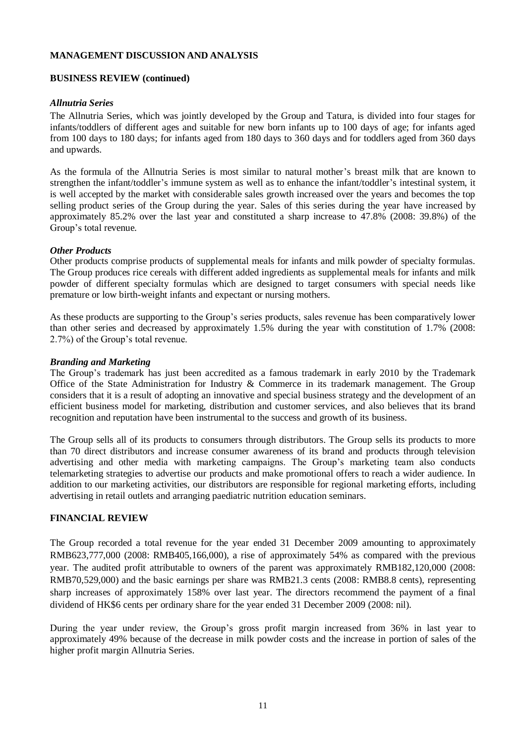**MANAGEMENT DISCUSSION AND ANALYSIS**

**BUSINESS REVIEW (continued)**

***Allnutria Series***

The Allnutria Series, which was jointly developed by the Group and Tatura, is divided into four stages for infants/toddlers of different ages and suitable for new born infants up to 100 days of age; for infants aged from 100 days to 180 days; for infants aged from 180 days to 360 days and for toddlers aged from 360 days and upwards.

As the formula of the Allnutria Series is most similar to natural mother's breast milk that are known to strengthen the infant/toddler's immune system as well as to enhance the infant/toddler's intestinal system, it is well accepted by the market with considerable sales growth increased over the years and becomes the top selling product series of the Group during the year. Sales of this series during the year have increased by approximately 85.2% over the last year and constituted a sharp increase to 47.8% (2008: 39.8%) of the Group's total revenue.

***Other Products***

Other products comprise products of supplemental meals for infants and milk powder of specialty formulas. The Group produces rice cereals with different added ingredients as supplemental meals for infants and milk powder of different specialty formulas which are designed to target consumers with special needs like premature or low birth-weight infants and expectant or nursing mothers.

As these products are supporting to the Group's series products, sales revenue has been comparatively lower than other series and decreased by approximately 1.5% during the year with constitution of 1.7% (2008: 2.7%) of the Group's total revenue.

***Branding and Marketing***

The Group's trademark has just been accredited as a famous trademark in early 2010 by the Trademark Office of the State Administration for Industry & Commerce in its trademark management. The Group considers that it is a result of adopting an innovative and special business strategy and the development of an efficient business model for marketing, distribution and customer services, and also believes that its brand recognition and reputation have been instrumental to the success and growth of its business.

The Group sells all of its products to consumers through distributors. The Group sells its products to more than 70 direct distributors and increase consumer awareness of its brand and products through television advertising and other media with marketing campaigns. The Group's marketing team also conducts telemarketing strategies to advertise our products and make promotional offers to reach a wider audience. In addition to our marketing activities, our distributors are responsible for regional marketing efforts, including advertising in retail outlets and arranging paediatric nutrition education seminars.

**FINANCIAL REVIEW**

The Group recorded a total revenue for the year ended 31 December 2009 amounting to approximately RMB623,777,000 (2008: RMB405,166,000), a rise of approximately 54% as compared with the previous year. The audited profit attributable to owners of the parent was approximately RMB182,120,000 (2008: RMB70,529,000) and the basic earnings per share was RMB21.3 cents (2008: RMB8.8 cents), representing sharp increases of approximately 158% over last year. The directors recommend the payment of a final dividend of HK$6 cents per ordinary share for the year ended 31 December 2009 (2008: nil).

During the year under review, the Group's gross profit margin increased from 36% in last year to approximately 49% because of the decrease in milk powder costs and the increase in portion of sales of the higher profit margin Allnutria Series.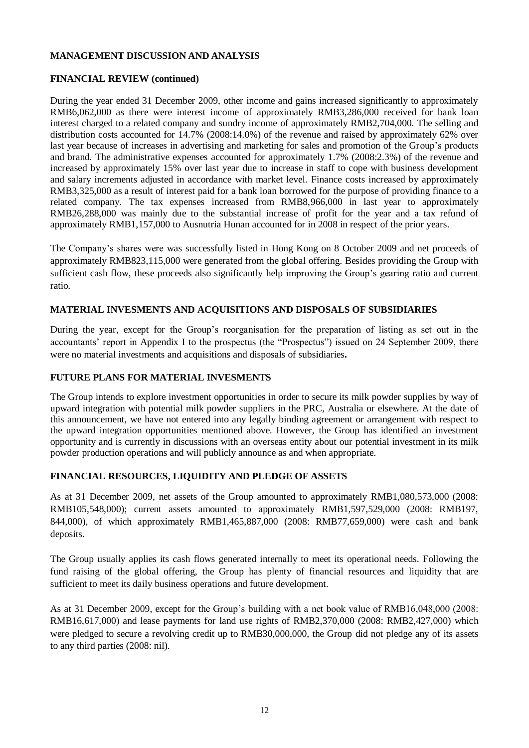**MANAGEMENT DISCUSSION AND ANALYSIS**

**FINANCIAL REVIEW (continued)**

During the year ended 31 December 2009, other income and gains increased significantly to approximately RMB6,062,000 as there were interest income of approximately RMB3,286,000 received for bank loan interest charged to a related company and sundry income of approximately RMB2,704,000. The selling and distribution costs accounted for 14.7% (2008:14.0%) of the revenue and raised by approximately 62% over last year because of increases in advertising and marketing for sales and promotion of the Group's products and brand. The administrative expenses accounted for approximately 1.7% (2008:2.3%) of the revenue and increased by approximately 15% over last year due to increase in staff to cope with business development and salary increments adjusted in accordance with market level. Finance costs increased by approximately RMB3,325,000 as a result of interest paid for a bank loan borrowed for the purpose of providing finance to a related company. The tax expenses increased from RMB8,966,000 in last year to approximately RMB26,288,000 was mainly due to the substantial increase of profit for the year and a tax refund of approximately RMB1,157,000 to Ausnutria Hunan accounted for in 2008 in respect of the prior years.

The Company's shares were was successfully listed in Hong Kong on 8 October 2009 and net proceeds of approximately RMB823,115,000 were generated from the global offering. Besides providing the Group with sufficient cash flow, these proceeds also significantly help improving the Group's gearing ratio and current ratio.

**MATERIAL INVESMENTS AND ACQUISITIONS AND DISPOSALS OF SUBSIDIARIES**

During the year, except for the Group's reorganisation for the preparation of listing as set out in the accountants' report in Appendix I to the prospectus (the "Prospectus") issued on 24 September 2009, there were no material investments and acquisitions and disposals of subsidiaries**.**

**FUTURE PLANS FOR MATERIAL INVESMENTS**

The Group intends to explore investment opportunities in order to secure its milk powder supplies by way of upward integration with potential milk powder suppliers in the PRC, Australia or elsewhere. At the date of this announcement, we have not entered into any legally binding agreement or arrangement with respect to the upward integration opportunities mentioned above. However, the Group has identified an investment opportunity and is currently in discussions with an overseas entity about our potential investment in its milk powder production operations and will publicly announce as and when appropriate.

**FINANCIAL RESOURCES, LIQUIDITY AND PLEDGE OF ASSETS**

As at 31 December 2009, net assets of the Group amounted to approximately RMB1,080,573,000 (2008: RMB105,548,000); current assets amounted to approximately RMB1,597,529,000 (2008: RMB197, 844,000), of which approximately RMB1,465,887,000 (2008: RMB77,659,000) were cash and bank deposits.

The Group usually applies its cash flows generated internally to meet its operational needs. Following the fund raising of the global offering, the Group has plenty of financial resources and liquidity that are sufficient to meet its daily business operations and future development.

As at 31 December 2009, except for the Group's building with a net book value of RMB16,048,000 (2008: RMB16,617,000) and lease payments for land use rights of RMB2,370,000 (2008: RMB2,427,000) which were pledged to secure a revolving credit up to RMB30,000,000, the Group did not pledge any of its assets to any third parties (2008: nil).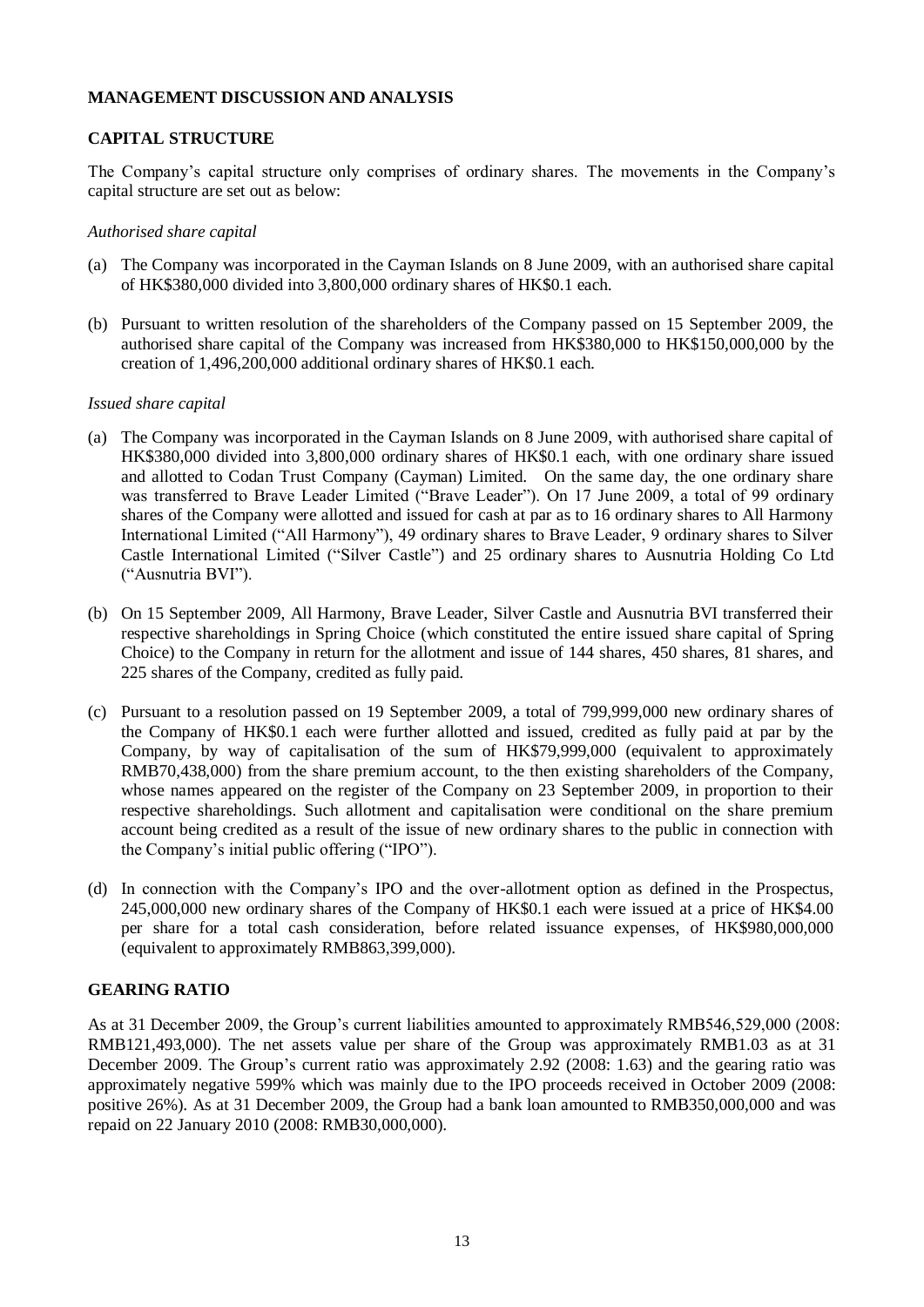## MANAGEMENT DISCUSSION AND ANALYSIS

### CAPITAL STRUCTURE

The Company's capital structure only comprises of ordinary shares. The movements in the Company's capital structure are set out as below:

*Authorised share capital*

(a) The Company was incorporated in the Cayman Islands on 8 June 2009, with an authorised share capital of HK$380,000 divided into 3,800,000 ordinary shares of HK$0.1 each.

(b) Pursuant to written resolution of the shareholders of the Company passed on 15 September 2009, the authorised share capital of the Company was increased from HK$380,000 to HK$150,000,000 by the creation of 1,496,200,000 additional ordinary shares of HK$0.1 each.

*Issued share capital*

(a) The Company was incorporated in the Cayman Islands on 8 June 2009, with authorised share capital of HK$380,000 divided into 3,800,000 ordinary shares of HK$0.1 each, with one ordinary share issued and allotted to Codan Trust Company (Cayman) Limited. On the same day, the one ordinary share was transferred to Brave Leader Limited ("Brave Leader"). On 17 June 2009, a total of 99 ordinary shares of the Company were allotted and issued for cash at par as to 16 ordinary shares to All Harmony International Limited ("All Harmony"), 49 ordinary shares to Brave Leader, 9 ordinary shares to Silver Castle International Limited ("Silver Castle") and 25 ordinary shares to Ausnutria Holding Co Ltd ("Ausnutria BVI").

(b) On 15 September 2009, All Harmony, Brave Leader, Silver Castle and Ausnutria BVI transferred their respective shareholdings in Spring Choice (which constituted the entire issued share capital of Spring Choice) to the Company in return for the allotment and issue of 144 shares, 450 shares, 81 shares, and 225 shares of the Company, credited as fully paid.

(c) Pursuant to a resolution passed on 19 September 2009, a total of 799,999,000 new ordinary shares of the Company of HK$0.1 each were further allotted and issued, credited as fully paid at par by the Company, by way of capitalisation of the sum of HK$79,999,000 (equivalent to approximately RMB70,438,000) from the share premium account, to the then existing shareholders of the Company, whose names appeared on the register of the Company on 23 September 2009, in proportion to their respective shareholdings. Such allotment and capitalisation were conditional on the share premium account being credited as a result of the issue of new ordinary shares to the public in connection with the Company's initial public offering ("IPO").

(d) In connection with the Company's IPO and the over-allotment option as defined in the Prospectus, 245,000,000 new ordinary shares of the Company of HK$0.1 each were issued at a price of HK$4.00 per share for a total cash consideration, before related issuance expenses, of HK$980,000,000 (equivalent to approximately RMB863,399,000).

### GEARING RATIO

As at 31 December 2009, the Group's current liabilities amounted to approximately RMB546,529,000 (2008: RMB121,493,000). The net assets value per share of the Group was approximately RMB1.03 as at 31 December 2009. The Group's current ratio was approximately 2.92 (2008: 1.63) and the gearing ratio was approximately negative 599% which was mainly due to the IPO proceeds received in October 2009 (2008: positive 26%). As at 31 December 2009, the Group had a bank loan amounted to RMB350,000,000 and was repaid on 22 January 2010 (2008: RMB30,000,000).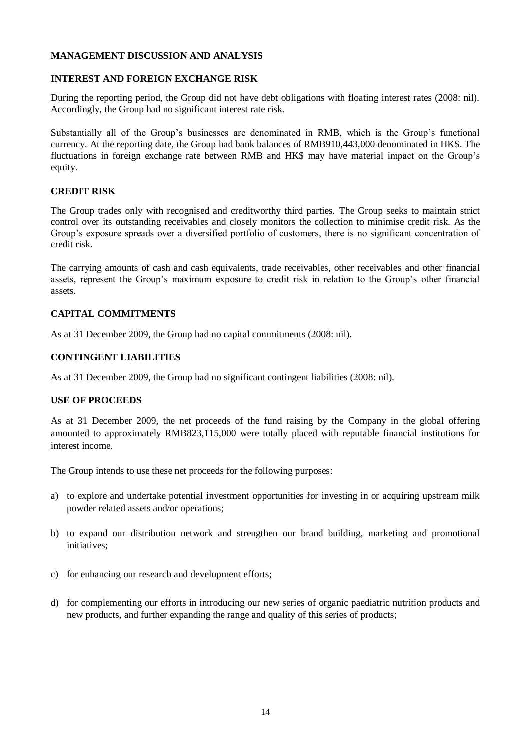## MANAGEMENT DISCUSSION AND ANALYSIS

### INTEREST AND FOREIGN EXCHANGE RISK

During the reporting period, the Group did not have debt obligations with floating interest rates (2008: nil). Accordingly, the Group had no significant interest rate risk.

Substantially all of the Group's businesses are denominated in RMB, which is the Group's functional currency. At the reporting date, the Group had bank balances of RMB910,443,000 denominated in HK$. The fluctuations in foreign exchange rate between RMB and HK$ may have material impact on the Group's equity.

### CREDIT RISK

The Group trades only with recognised and creditworthy third parties. The Group seeks to maintain strict control over its outstanding receivables and closely monitors the collection to minimise credit risk. As the Group's exposure spreads over a diversified portfolio of customers, there is no significant concentration of credit risk.

The carrying amounts of cash and cash equivalents, trade receivables, other receivables and other financial assets, represent the Group's maximum exposure to credit risk in relation to the Group's other financial assets.

### CAPITAL COMMITMENTS

As at 31 December 2009, the Group had no capital commitments (2008: nil).

### CONTINGENT LIABILITIES

As at 31 December 2009, the Group had no significant contingent liabilities (2008: nil).

### USE OF PROCEEDS

As at 31 December 2009, the net proceeds of the fund raising by the Company in the global offering amounted to approximately RMB823,115,000 were totally placed with reputable financial institutions for interest income.

The Group intends to use these net proceeds for the following purposes:

a) to explore and undertake potential investment opportunities for investing in or acquiring upstream milk powder related assets and/or operations;

b) to expand our distribution network and strengthen our brand building, marketing and promotional initiatives;

c) for enhancing our research and development efforts;

d) for complementing our efforts in introducing our new series of organic paediatric nutrition products and new products, and further expanding the range and quality of this series of products;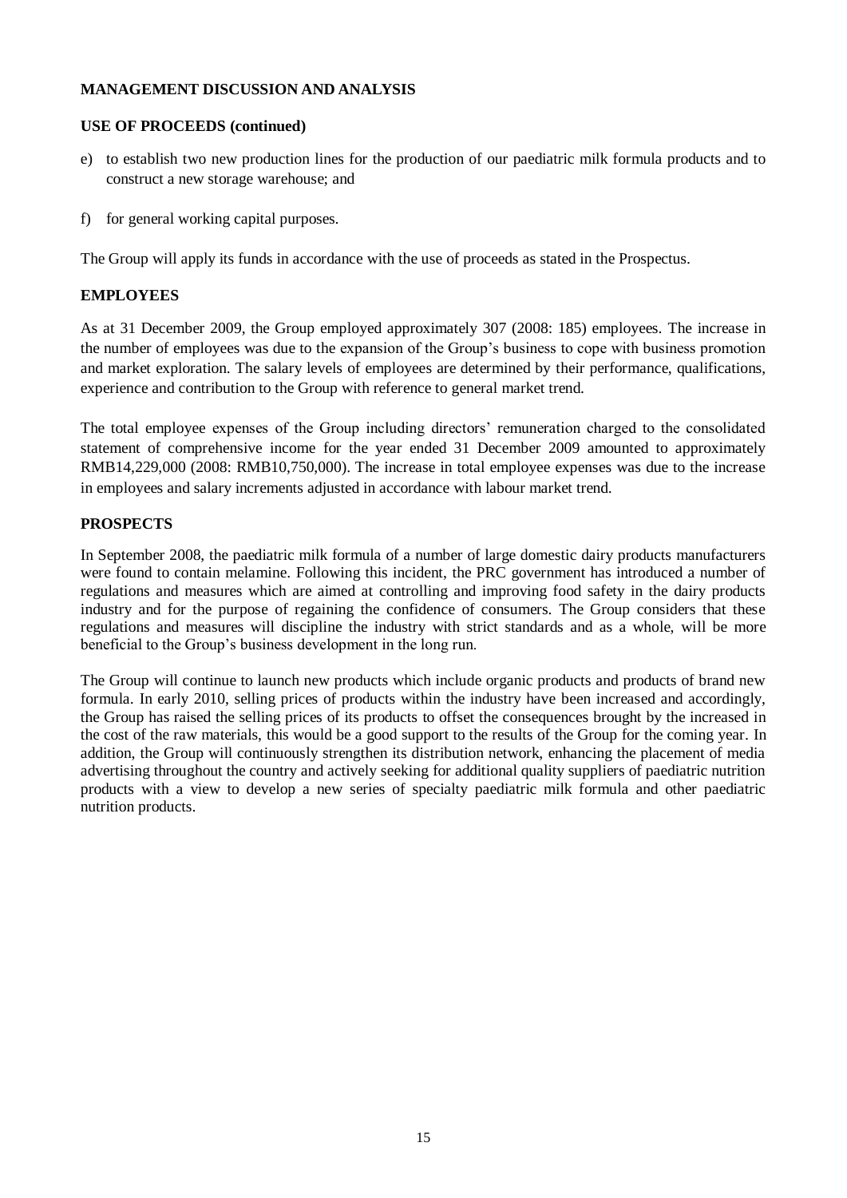## MANAGEMENT DISCUSSION AND ANALYSIS

### USE OF PROCEEDS (continued)

e) to establish two new production lines for the production of our paediatric milk formula products and to construct a new storage warehouse; and

f) for general working capital purposes.

The Group will apply its funds in accordance with the use of proceeds as stated in the Prospectus.

### EMPLOYEES

As at 31 December 2009, the Group employed approximately 307 (2008: 185) employees. The increase in the number of employees was due to the expansion of the Group's business to cope with business promotion and market exploration. The salary levels of employees are determined by their performance, qualifications, experience and contribution to the Group with reference to general market trend.

The total employee expenses of the Group including directors' remuneration charged to the consolidated statement of comprehensive income for the year ended 31 December 2009 amounted to approximately RMB14,229,000 (2008: RMB10,750,000). The increase in total employee expenses was due to the increase in employees and salary increments adjusted in accordance with labour market trend.

### PROSPECTS

In September 2008, the paediatric milk formula of a number of large domestic dairy products manufacturers were found to contain melamine. Following this incident, the PRC government has introduced a number of regulations and measures which are aimed at controlling and improving food safety in the dairy products industry and for the purpose of regaining the confidence of consumers. The Group considers that these regulations and measures will discipline the industry with strict standards and as a whole, will be more beneficial to the Group's business development in the long run.

The Group will continue to launch new products which include organic products and products of brand new formula. In early 2010, selling prices of products within the industry have been increased and accordingly, the Group has raised the selling prices of its products to offset the consequences brought by the increased in the cost of the raw materials, this would be a good support to the results of the Group for the coming year. In addition, the Group will continuously strengthen its distribution network, enhancing the placement of media advertising throughout the country and actively seeking for additional quality suppliers of paediatric nutrition products with a view to develop a new series of specialty paediatric milk formula and other paediatric nutrition products.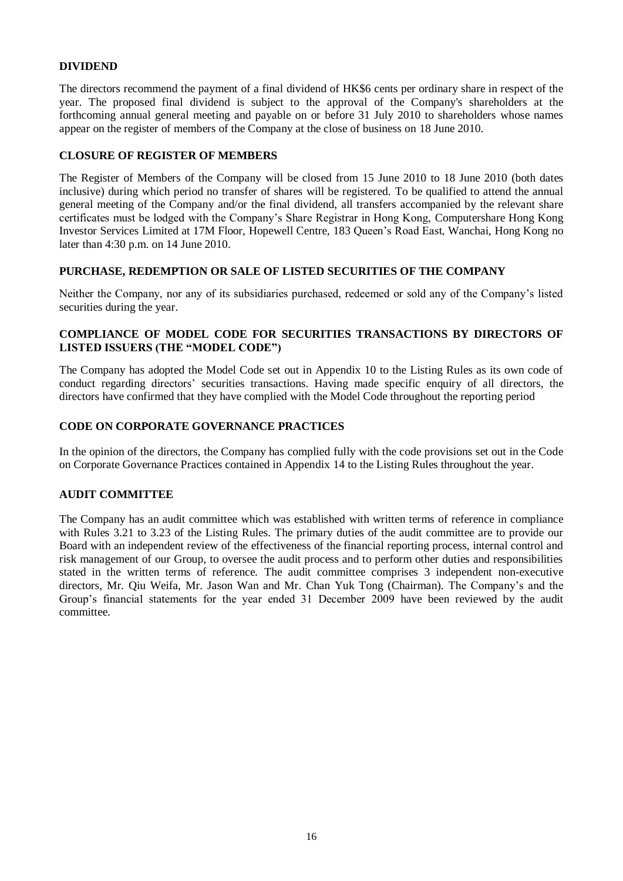## DIVIDEND

The directors recommend the payment of a final dividend of HK$6 cents per ordinary share in respect of the year. The proposed final dividend is subject to the approval of the Company's shareholders at the forthcoming annual general meeting and payable on or before 31 July 2010 to shareholders whose names appear on the register of members of the Company at the close of business on 18 June 2010.

## CLOSURE OF REGISTER OF MEMBERS

The Register of Members of the Company will be closed from 15 June 2010 to 18 June 2010 (both dates inclusive) during which period no transfer of shares will be registered. To be qualified to attend the annual general meeting of the Company and/or the final dividend, all transfers accompanied by the relevant share certificates must be lodged with the Company's Share Registrar in Hong Kong, Computershare Hong Kong Investor Services Limited at 17M Floor, Hopewell Centre, 183 Queen's Road East, Wanchai, Hong Kong no later than 4:30 p.m. on 14 June 2010.

## PURCHASE, REDEMPTION OR SALE OF LISTED SECURITIES OF THE COMPANY

Neither the Company, nor any of its subsidiaries purchased, redeemed or sold any of the Company's listed securities during the year.

## COMPLIANCE OF MODEL CODE FOR SECURITIES TRANSACTIONS BY DIRECTORS OF LISTED ISSUERS (THE "MODEL CODE")

The Company has adopted the Model Code set out in Appendix 10 to the Listing Rules as its own code of conduct regarding directors' securities transactions. Having made specific enquiry of all directors, the directors have confirmed that they have complied with the Model Code throughout the reporting period

## CODE ON CORPORATE GOVERNANCE PRACTICES

In the opinion of the directors, the Company has complied fully with the code provisions set out in the Code on Corporate Governance Practices contained in Appendix 14 to the Listing Rules throughout the year.

## AUDIT COMMITTEE

The Company has an audit committee which was established with written terms of reference in compliance with Rules 3.21 to 3.23 of the Listing Rules. The primary duties of the audit committee are to provide our Board with an independent review of the effectiveness of the financial reporting process, internal control and risk management of our Group, to oversee the audit process and to perform other duties and responsibilities stated in the written terms of reference. The audit committee comprises 3 independent non-executive directors, Mr. Qiu Weifa, Mr. Jason Wan and Mr. Chan Yuk Tong (Chairman). The Company's and the Group's financial statements for the year ended 31 December 2009 have been reviewed by the audit committee.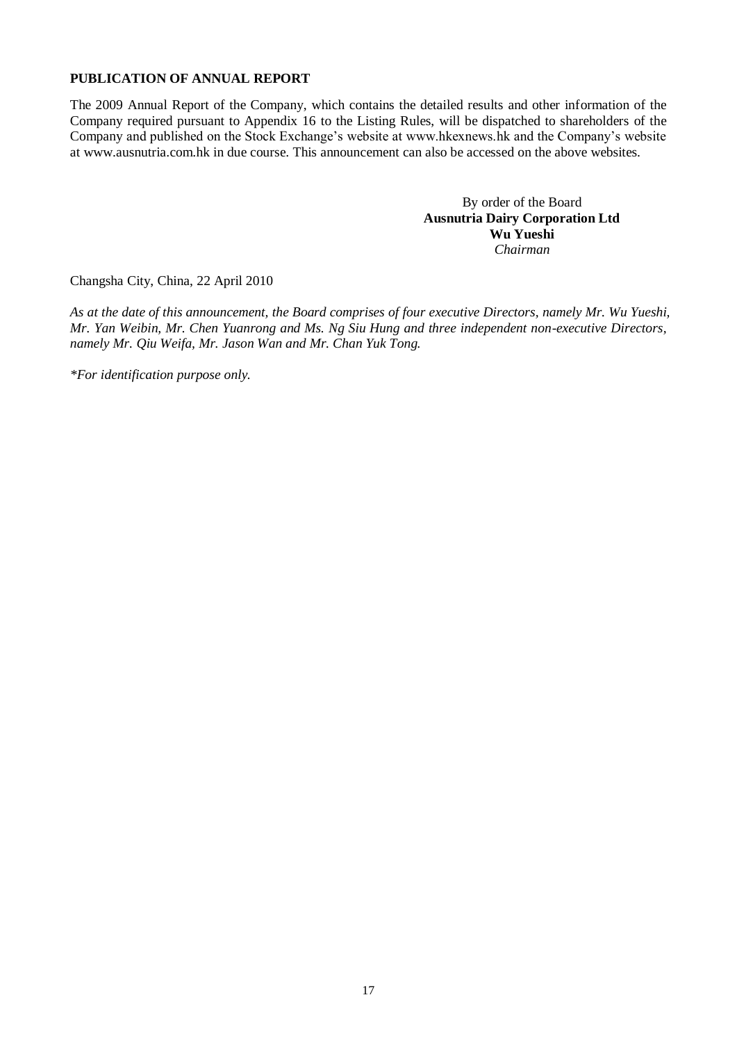**PUBLICATION OF ANNUAL REPORT**

The 2009 Annual Report of the Company, which contains the detailed results and other information of the Company required pursuant to Appendix 16 to the Listing Rules, will be dispatched to shareholders of the Company and published on the Stock Exchange's website at www.hkexnews.hk and the Company's website at www.ausnutria.com.hk in due course. This announcement can also be accessed on the above websites.

By order of the Board
**Ausnutria Dairy Corporation Ltd**
**Wu Yueshi**
*Chairman*

Changsha City, China, 22 April 2010

*As at the date of this announcement, the Board comprises of four executive Directors, namely Mr. Wu Yueshi, Mr. Yan Weibin, Mr. Chen Yuanrong and Ms. Ng Siu Hung and three independent non-executive Directors, namely Mr. Qiu Weifa, Mr. Jason Wan and Mr. Chan Yuk Tong.*

*\*For identification purpose only.*